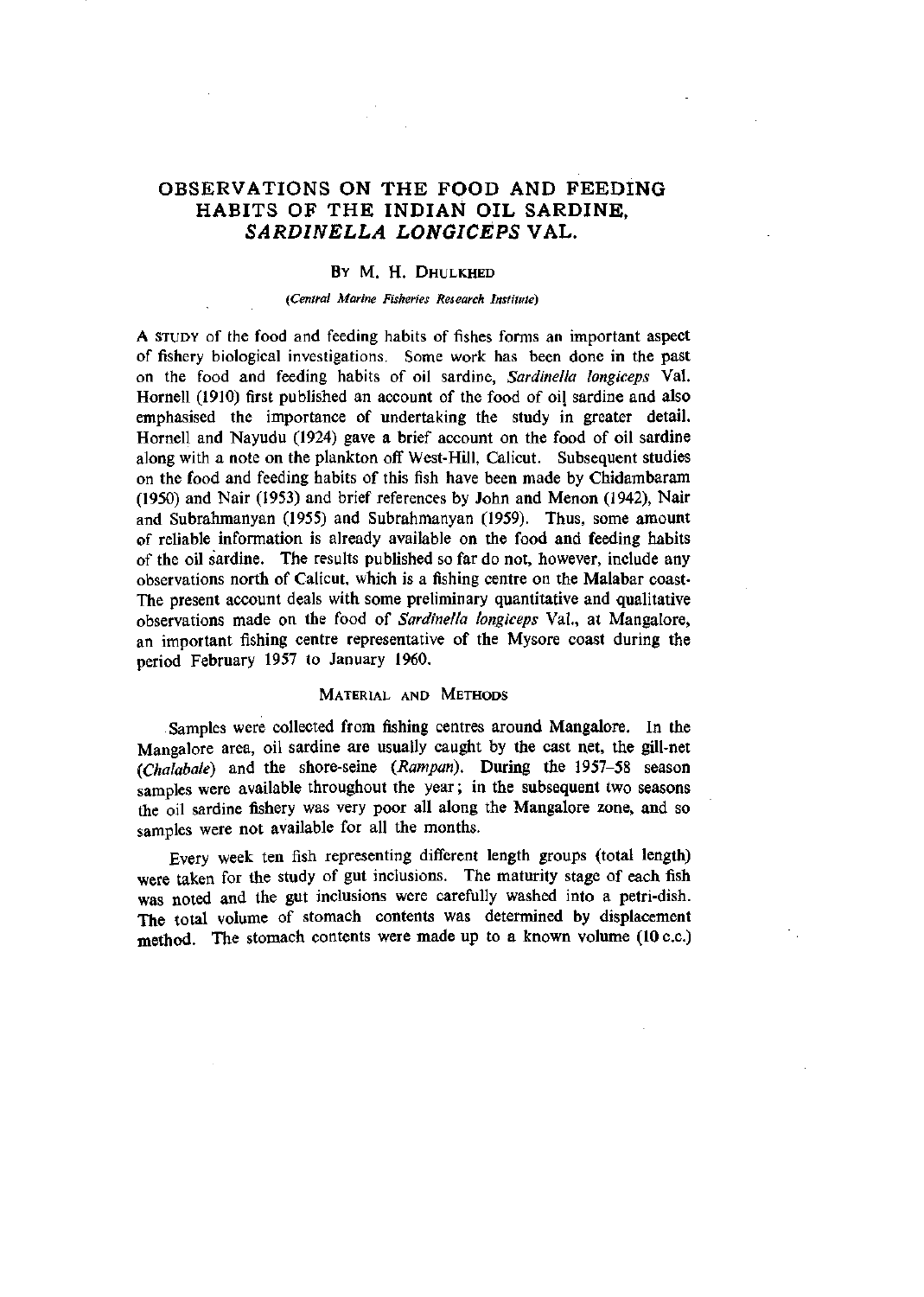# OBSERVATIONS ON THE FOOD AND FEEDING HABITS OF THE INDIAN OIL SARDINE, *SARDINELLA LONGICEPS* VAL.

By M. H. Dhulkhed

*(Central Marine Fisheries Research Institute)*

A study of the food and feeding habits of fishes forms an important aspect of fishery biological investigations. Some work has been done in the past on the food and feeding habits of oil sardine, *Sardinella longiceps* Val. Hornell (1910) first published an account of the food of oil sardine and also emphasised the importance of undertaking the study in greater detail. Hornell and Nayudu (1924) gave a brief account on the food of oil sardine along with a note on the plankton off West-Hill, Calicut. Subsequent studies on the food and feeding habits of this fish have been made by Chidambaram (1950) and Nair (1953) and brief references by John and Menon (1942), Nair and Subrahmanyan (1955) and Subrahmanyan (1959). Thus, some amount of reliable information is already available on the food and feeding habits of the oil sardine. The results published so far do not, however, include any observations north of Calicut, which is a fishing centre on the Malabar coast. The present account deals with some preliminary quantitative and qualitative observations made on the food of *Sardinella longiceps* Val., at Mangalore, an important fishing centre representative of the Mysore coast during the period February 1957 to January 1960.

## Material and Methods

Samples were collected from fishing centres around Mangalore. In the Mangalore area, oil sardine are usually caught by the cast net, the gill-net (*Chalabale*) and the shore-seine (*Rampan*). During the 1957–58 season samples were available throughout the year; in the subsequent two seasons the oil sardine fishery was very poor all along the Mangalore zone, and so samples were not available for all the months.

Every week ten fish representing different length groups (total length) were taken for the study of gut inclusions. The maturity stage of each fish was noted and the gut inclusions were carefully washed into a petri-dish. The total volume of stomach contents was determined by displacement method. The stomach contents were made up to a known volume (10 c.c.)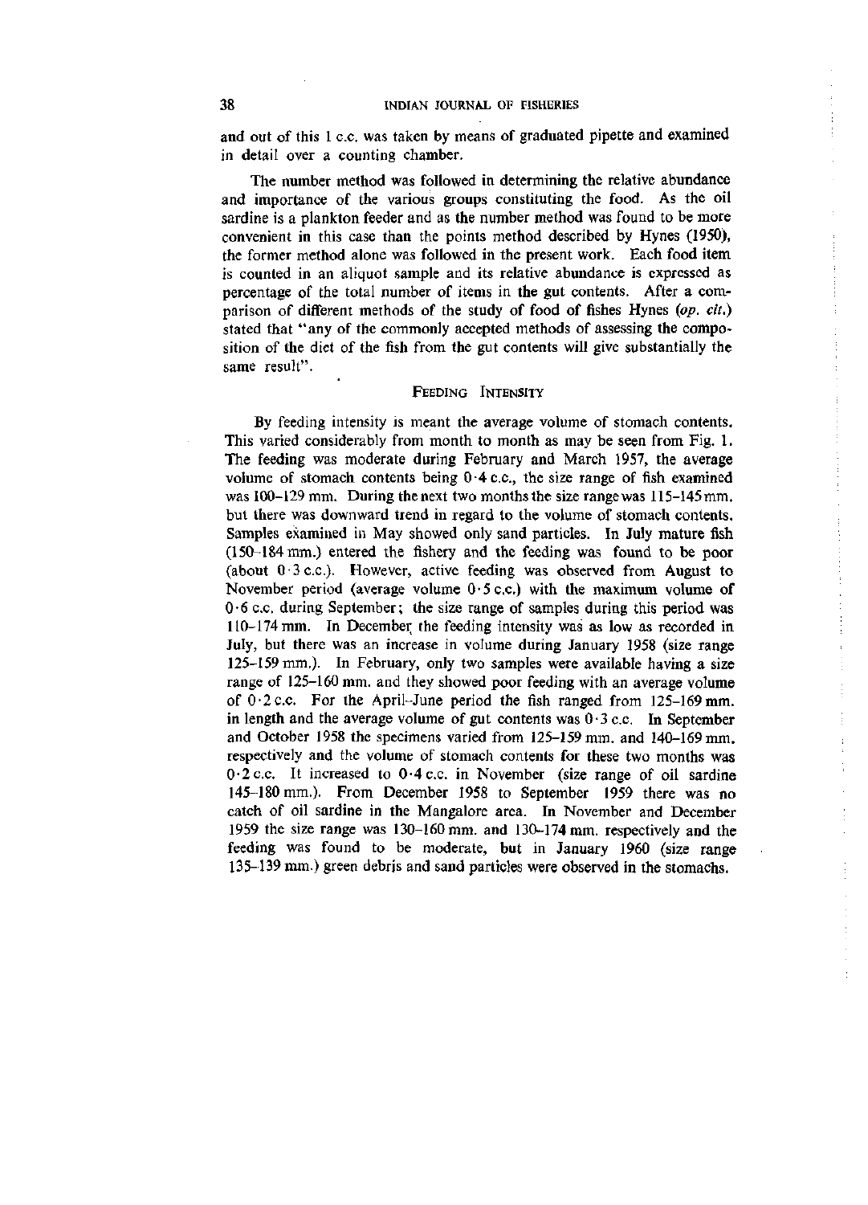and out of this 1 c.c. was taken by means of graduated pipette and examined in detail over a counting chamber.

The number method was followed in determining the relative abundance and importance of the various groups constituting the food. As the oil sardine is a plankton feeder and as the number method was found to be more convenient in this case than the points method described by Hynes (1950), the former method alone was followed in the present work. Each food item is counted in an aliquot sample and its relative abundance is expressed as percentage of the total number of items in the gut contents. After a comparison of different methods of the study of food of fishes Hynes (*op. cit.*) stated that "any of the commonly accepted methods of assessing the composition of the diet of the fish from the gut contents will give substantially the same result".

## FEEDING INTENSITY

By feeding intensity is meant the average volume of stomach contents. This varied considerably from month to month as may be seen from Fig. 1. The feeding was moderate during February and March 1957, the average volume of stomach contents being 0·4 c.c., the size range of fish examined was 100–129 mm. During the next two months the size range was 115–145 mm. but there was downward trend in regard to the volume of stomach contents. Samples examined in May showed only sand particles. In July mature fish (150–184 mm.) entered the fishery and the feeding was found to be poor (about 0·3 c.c.). However, active feeding was observed from August to November period (average volume 0·5 c.c.) with the maximum volume of 0·6 c.c. during September; the size range of samples during this period was 110–174 mm. In December the feeding intensity was as low as recorded in July, but there was an increase in volume during January 1958 (size range 125–159 mm.). In February, only two samples were available having a size range of 125–160 mm. and they showed poor feeding with an average volume of 0·2 c.c. For the April–June period the fish ranged from 125–169 mm. in length and the average volume of gut contents was 0·3 c.c. In September and October 1958 the specimens varied from 125–159 mm. and 140–169 mm. respectively and the volume of stomach contents for these two months was 0·2 c.c. It increased to 0·4 c.c. in November (size range of oil sardine 145–180 mm.). From December 1958 to September 1959 there was no catch of oil sardine in the Mangalore area. In November and December 1959 the size range was 130–160 mm. and 130–174 mm. respectively and the feeding was found to be moderate, but in January 1960 (size range 135–139 mm.) green debris and sand particles were observed in the stomachs.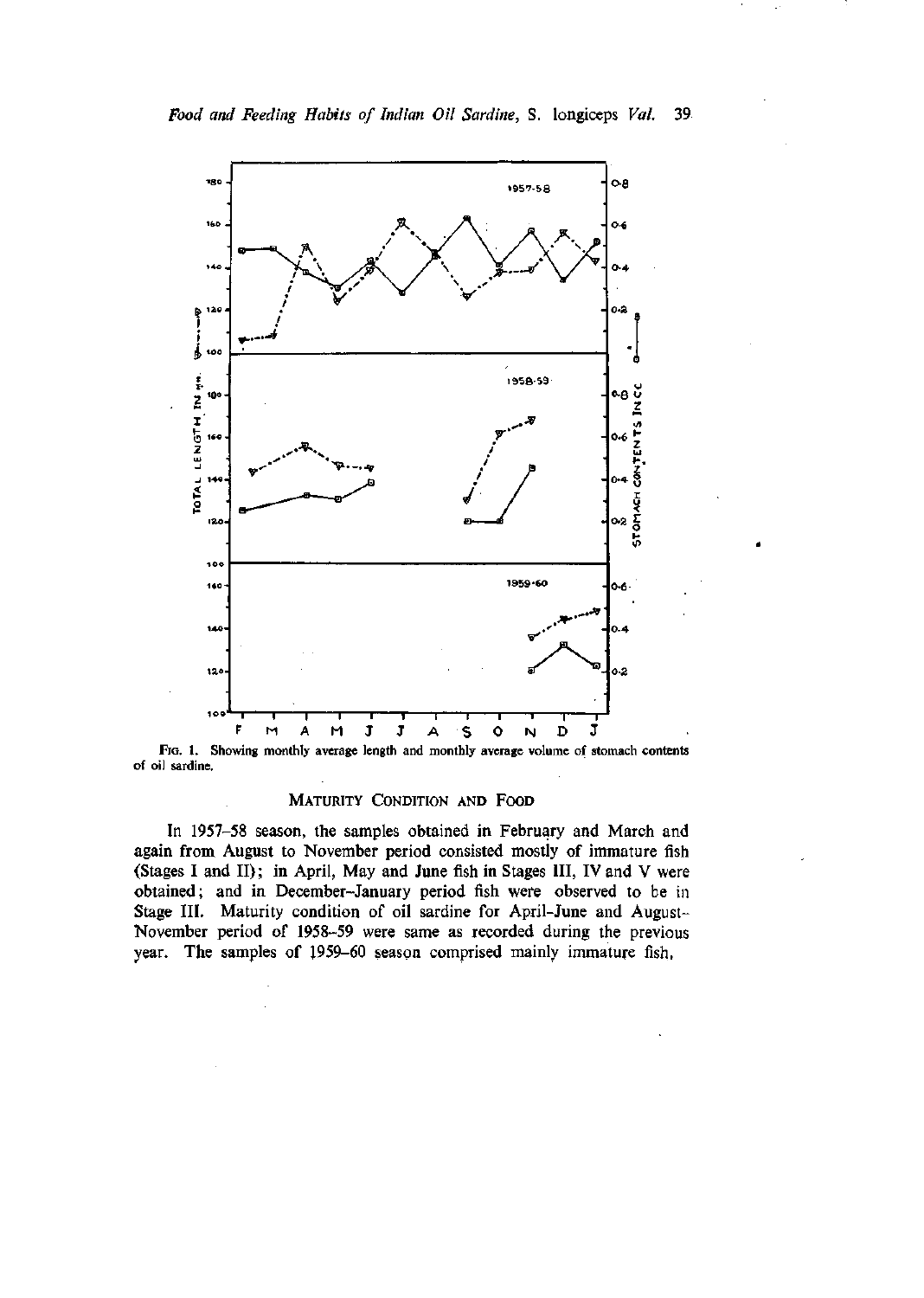FIG. 1. Showing monthly average length and monthly average volume of stomach contents of oil sardine.

## MATURITY CONDITION AND FOOD

In 1957–58 season, the samples obtained in February and March and again from August to November period consisted mostly of immature fish (Stages I and II); in April, May and June fish in Stages III, IV and V were obtained; and in December–January period fish were observed to be in Stage III. Maturity condition of oil sardine for April–June and August–November period of 1958–59 were same as recorded during the previous year. The samples of 1959–60 season comprised mainly immature fish.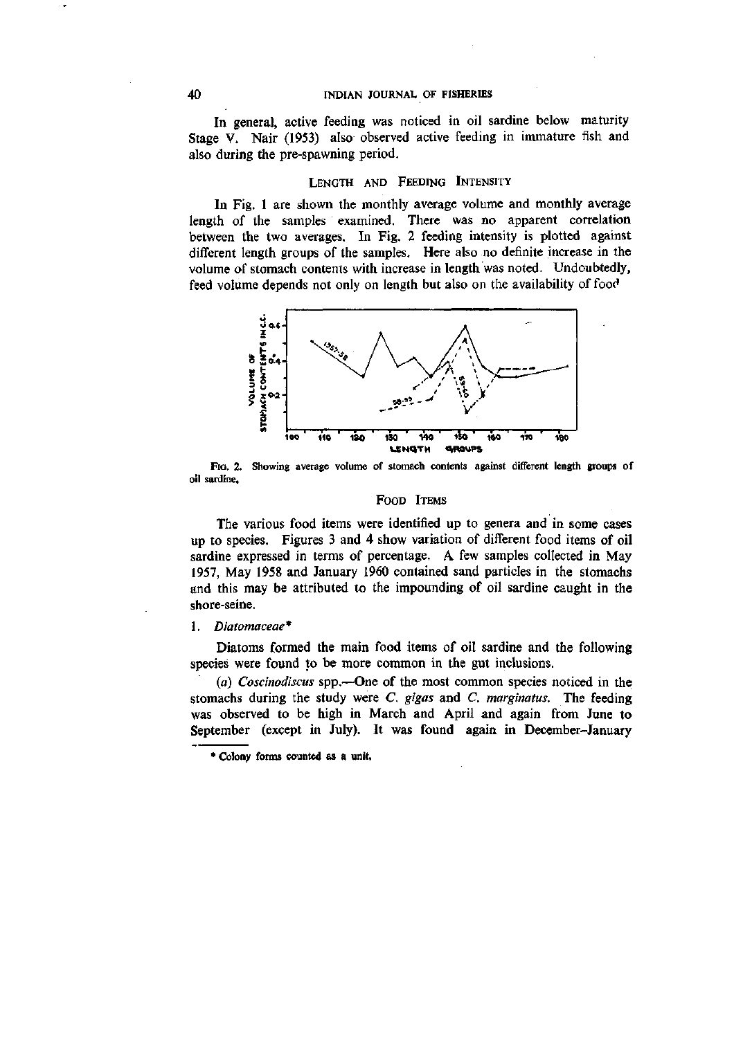In general, active feeding was noticed in oil sardine below maturity Stage V. Nair (1953) also observed active feeding in immature fish and also during the pre-spawning period.

## Length and Feeding Intensity

In Fig. 1 are shown the monthly average volume and monthly average length of the samples examined. There was no apparent correlation between the two averages. In Fig. 2 feeding intensity is plotted against different length groups of the samples. Here also no definite increase in the volume of stomach contents with increase in length was noted. Undoubtedly, feed volume depends not only on length but also on the availability of food

FIG. 2. Showing average volume of stomach contents against different length groups of oil sardine.

## Food Items

The various food items were identified up to genera and in some cases up to species. Figures 3 and 4 show variation of different food items of oil sardine expressed in terms of percentage. A few samples collected in May 1957, May 1958 and January 1960 contained sand particles in the stomachs and this may be attributed to the impounding of oil sardine caught in the shore-seine.

### 1. *Diatomaceae**

Diatoms formed the main food items of oil sardine and the following species were found to be more common in the gut inclusions.

(*a*) *Coscinodiscus* spp.—One of the most common species noticed in the stomachs during the study were *C. gigas* and *C. marginatus*. The feeding was observed to be high in March and April and again from June to September (except in July). It was found again in December–January

\* Colony forms counted as a unit.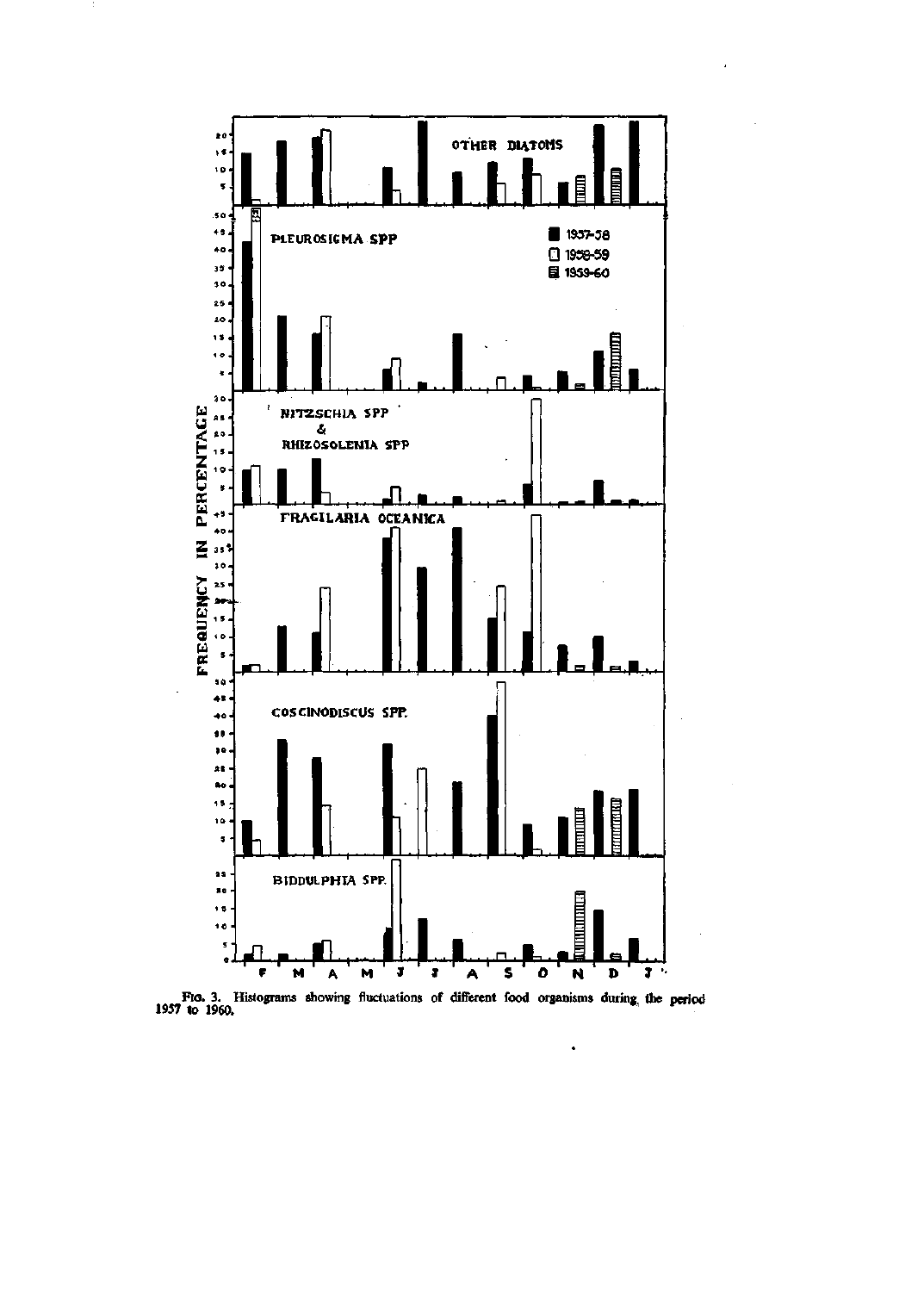FIG. 3. Histograms showing fluctuations of different food organisms during the period 1957 to 1960.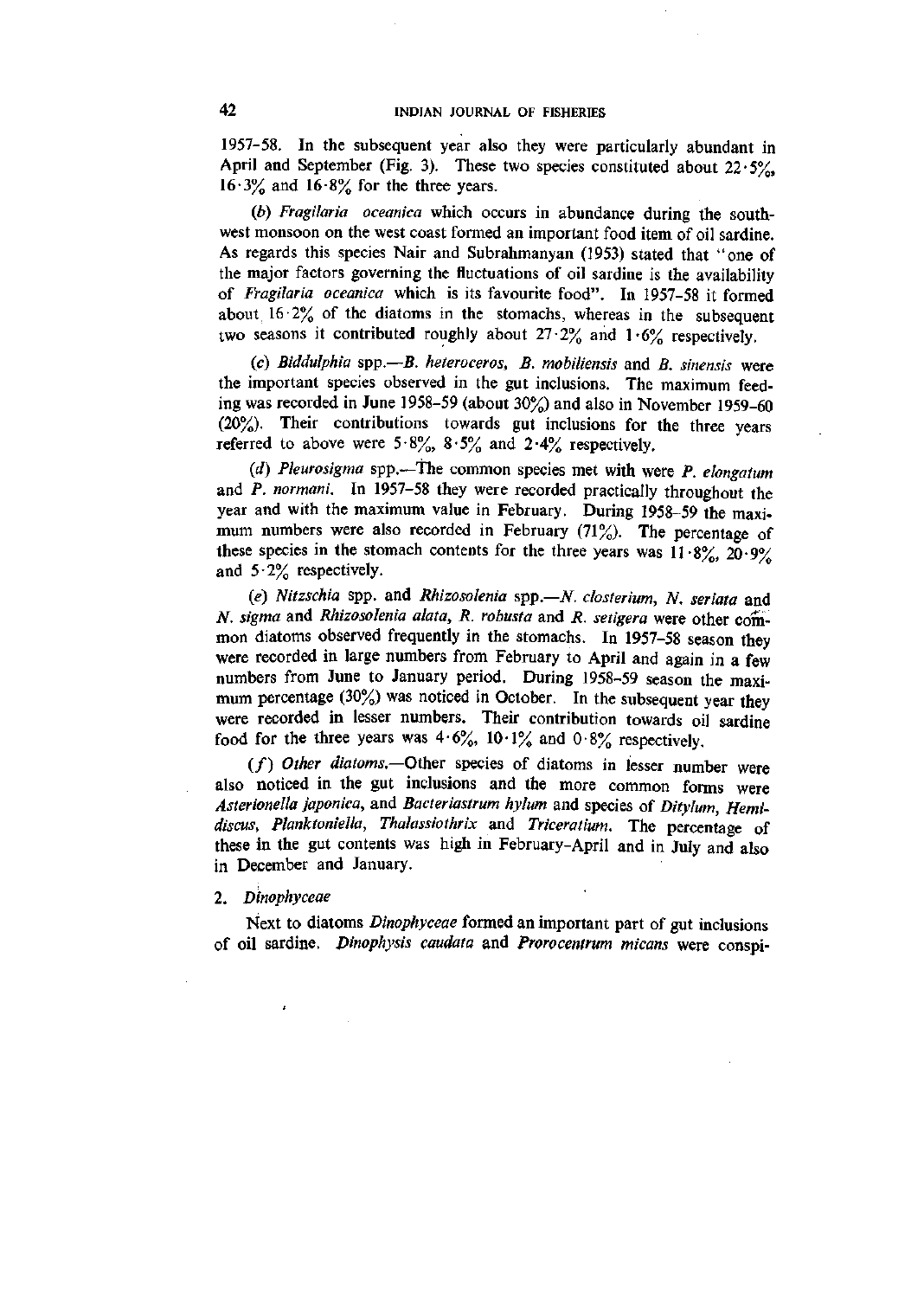1957–58. In the subsequent year also they were particularly abundant in April and September (Fig. 3). These two species constituted about 22·5%, 16·3% and 16·8% for the three years.

(*b*) *Fragilaria oceanica* which occurs in abundance during the south-west monsoon on the west coast formed an important food item of oil sardine. As regards this species Nair and Subrahmanyan (1953) stated that "one of the major factors governing the fluctuations of oil sardine is the availability of *Fragilaria oceanica* which is its favourite food". In 1957–58 it formed about 16·2% of the diatoms in the stomachs, whereas in the subsequent two seasons it contributed roughly about 27·2% and 1·6% respectively.

(*c*) *Biddulphia* spp.—*B. heteroceros*, *B. mobiliensis* and *B. sinensis* were the important species observed in the gut inclusions. The maximum feeding was recorded in June 1958–59 (about 30%) and also in November 1959–60 (20%). Their contributions towards gut inclusions for the three years referred to above were 5·8%, 8·5% and 2·4% respectively.

(*d*) *Pleurosigma* spp.—The common species met with were *P. elongatum* and *P. normani*. In 1957–58 they were recorded practically throughout the year and with the maximum value in February. During 1958–59 the maximum numbers were also recorded in February (71%). The percentage of these species in the stomach contents for the three years was 11·8%, 20·9% and 5·2% respectively.

(*e*) *Nitzschia* spp. and *Rhizosolenia* spp.—*N. closterium*, *N. seriata* and *N. sigma* and *Rhizosolenia alata*, *R. robusta* and *R. setigera* were other common diatoms observed frequently in the stomachs. In 1957–58 season they were recorded in large numbers from February to April and again in a few numbers from June to January period. During 1958–59 season the maximum percentage (30%) was noticed in October. In the subsequent year they were recorded in lesser numbers. Their contribution towards oil sardine food for the three years was 4·6%, 10·1% and 0·8% respectively.

(*f*) *Other diatoms*.—Other species of diatoms in lesser number were also noticed in the gut inclusions and the more common forms were *Asterionella japonica*, and *Bacteriastrum hylum* and species of *Ditylum*, *Hemidiscus*, *Planktoniella*, *Thalassiothrix* and *Triceratium*. The percentage of these in the gut contents was high in February–April and in July and also in December and January.

## 2. *Dinophyceae*

Next to diatoms *Dinophyceae* formed an important part of gut inclusions of oil sardine. *Dinophysis caudata* and *Prorocentrum micans* were conspi-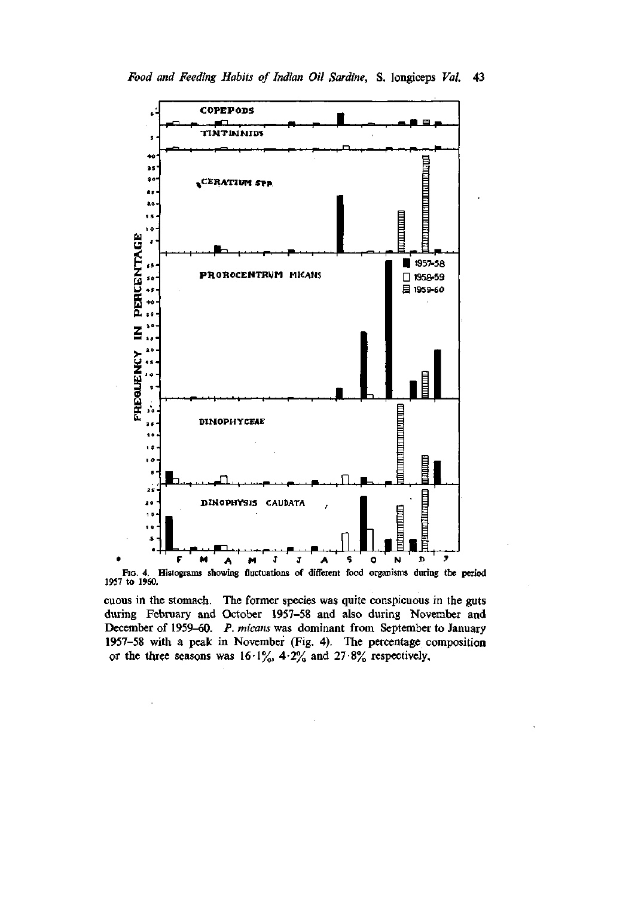Fig. 4. Histograms showing fluctuations of different food organisms during the period 1957 to 1960.

cuous in the stomach. The former species was quite conspicuous in the guts during February and October 1957–58 and also during November and December of 1959–60. *P. micans* was dominant from September to January 1957–58 with a peak in November (Fig. 4). The percentage composition of the three seasons was 16·1%, 4·2% and 27·8% respectively.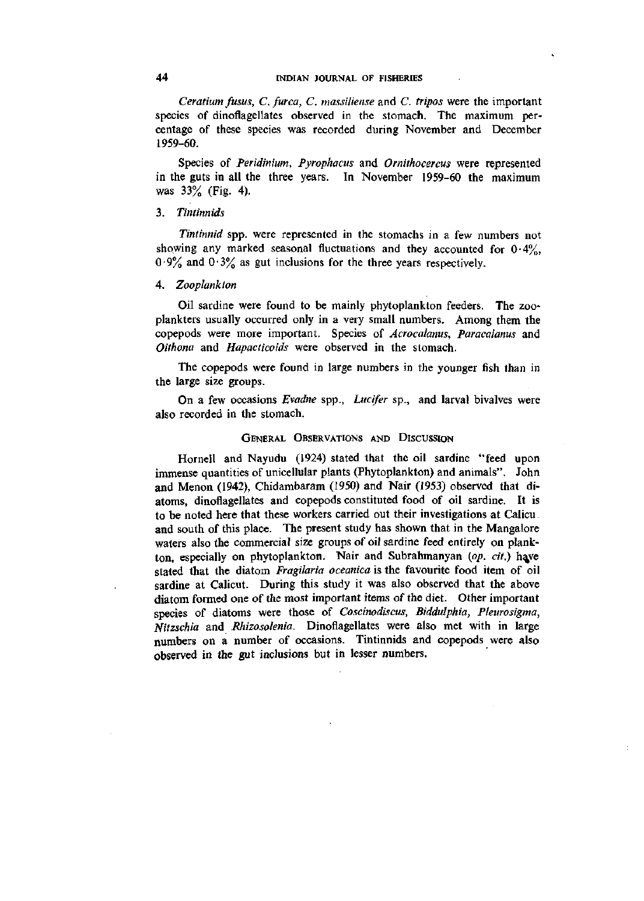*Ceratium fusus*, *C. furca*, *C. massiliense* and *C. tripos* were the important species of dinoflagellates observed in the stomach. The maximum percentage of these species was recorded during November and December 1959–60.

Species of *Peridinium*, *Pyrophacus* and *Ornithocercus* were represented in the guts in all the three years. In November 1959–60 the maximum was 33% (Fig. 4).

### 3. *Tintinnids*

*Tintinnid* spp. were represented in the stomachs in a few numbers not showing any marked seasonal fluctuations and they accounted for 0·4%, 0·9% and 0·3% as gut inclusions for the three years respectively.

### 4. *Zooplankton*

Oil sardine were found to be mainly phytoplankton feeders. The zooplankters usually occurred only in a very small numbers. Among them the copepods were more important. Species of *Acrocalanus*, *Paracalanus* and *Oithona* and *Hapacticoids* were observed in the stomach.

The copepods were found in large numbers in the younger fish than in the large size groups.

On a few occasions *Evadne* spp., *Lucifer* sp., and larval bivalves were also recorded in the stomach.

## General Observations and Discussion

Hornell and Nayudu (1924) stated that the oil sardine "feed upon immense quantities of unicellular plants (Phytoplankton) and animals". John and Menon (1942), Chidambaram (1950) and Nair (1953) observed that diatoms, dinoflagellates and copepods constituted food of oil sardine. It is to be noted here that these workers carried out their investigations at Calicut and south of this place. The present study has shown that in the Mangalore waters also the commercial size groups of oil sardine feed entirely on plankton, especially on phytoplankton. Nair and Subrahmanyan (*op. cit.*) have stated that the diatom *Fragilaria oceanica* is the favourite food item of oil sardine at Calicut. During this study it was also observed that the above diatom formed one of the most important items of the diet. Other important species of diatoms were those of *Coscinodiscus*, *Biddulphia*, *Pleurosigma*, *Nitzschia* and *Rhizosolenia*. Dinoflagellates were also met with in large numbers on a number of occasions. Tintinnids and copepods were also observed in the gut inclusions but in lesser numbers.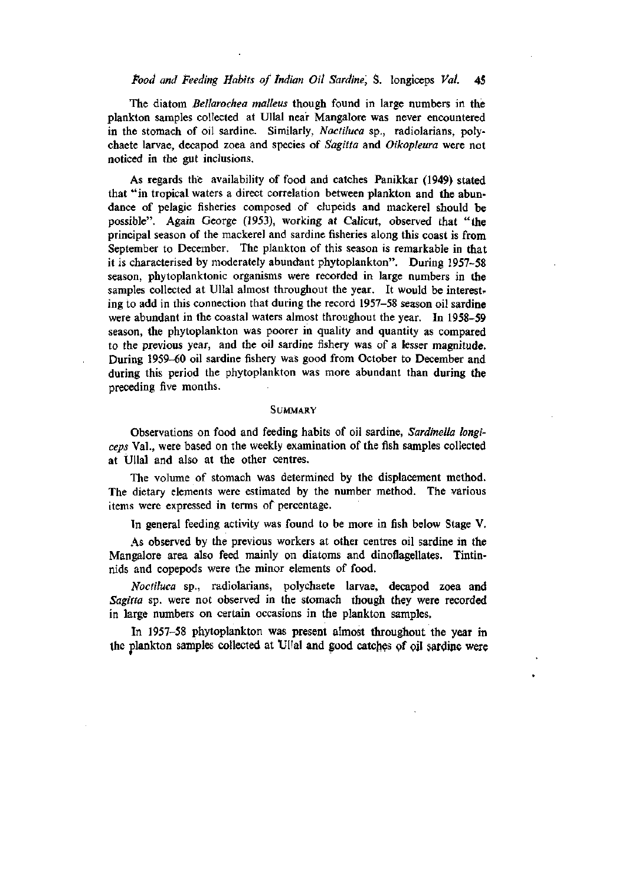The diatom *Bellarochea malleus* though found in large numbers in the plankton samples collected at Ullal near Mangalore was never encountered in the stomach of oil sardine. Similarly, *Noctiluca* sp., radiolarians, polychaete larvae, decapod zoea and species of *Sagitta* and *Oikopleura* were not noticed in the gut inclusions.

As regards the availability of food and catches Panikkar (1949) stated that "in tropical waters a direct correlation between plankton and the abundance of pelagic fisheries composed of clupeids and mackerel should be possible". Again George (1953), working at Calicut, observed that "the principal season of the mackerel and sardine fisheries along this coast is from September to December. The plankton of this season is remarkable in that it is characterised by moderately abundant phytoplankton". During 1957–58 season, phytoplanktonic organisms were recorded in large numbers in the samples collected at Ullal almost throughout the year. It would be interesting to add in this connection that during the record 1957–58 season oil sardine were abundant in the coastal waters almost throughout the year. In 1958–59 season, the phytoplankton was poorer in quality and quantity as compared to the previous year, and the oil sardine fishery was of a lesser magnitude. During 1959–60 oil sardine fishery was good from October to December and during this period the phytoplankton was more abundant than during the preceding five months.

## SUMMARY

Observations on food and feeding habits of oil sardine, *Sardinella longiceps* Val., were based on the weekly examination of the fish samples collected at Ullal and also at the other centres.

The volume of stomach was determined by the displacement method. The dietary elements were estimated by the number method. The various items were expressed in terms of percentage.

In general feeding activity was found to be more in fish below Stage V.

As observed by the previous workers at other centres oil sardine in the Mangalore area also feed mainly on diatoms and dinoflagellates. Tintinnids and copepods were the minor elements of food.

*Noctiluca* sp., radiolarians, polychaete larvae, decapod zoea and *Sagitta* sp. were not observed in the stomach though they were recorded in large numbers on certain occasions in the plankton samples.

In 1957–58 phytoplankton was present almost throughout the year in the plankton samples collected at Ullal and good catches of oil sardine were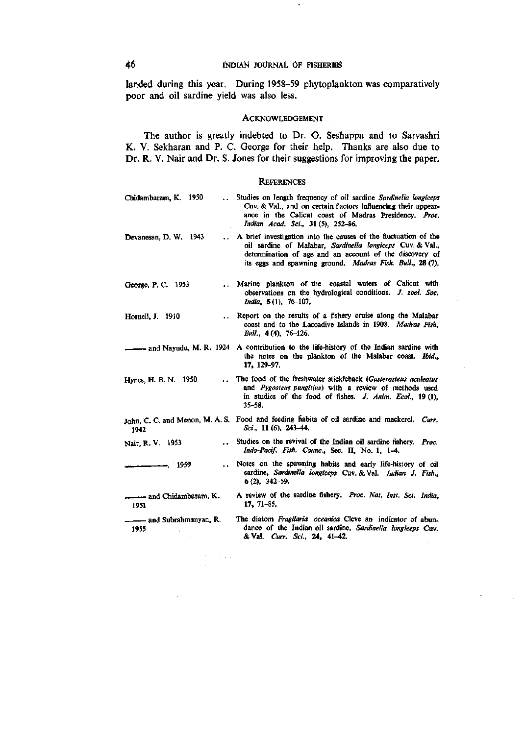landed during this year. During 1958–59 phytoplankton was comparatively poor and oil sardine yield was also less.

## Acknowledgement

The author is greatly indebted to Dr. G. Seshappa and to Sarvashri K. V. Sekharan and P. C. George for their help. Thanks are also due to Dr. R. V. Nair and Dr. S. Jones for their suggestions for improving the paper.

## References

Chidambaram, K. 1950 .. Studies on length frequency of oil sardine *Sardinella longiceps* Cuv. & Val., and on certain factors influencing their appearance in the Calicut coast of Madras Presidency. *Proc. Indian Acad. Sci.*, **31** (5), 252–86.

Devanesan, D. W. 1943 .. A brief investigation into the causes of the fluctuation of the oil sardine of Malabar, *Sardinella longiceps* Cuv. & Val., determination of age and an account of the discovery of its eggs and spawning ground. *Madras Fish. Bull.*, **28** (7).

George, P. C. 1953 .. Marine plankton of the coastal waters of Calicut with observations on the hydrological conditions. *J. zool. Soc. India*, **5** (1), 76–107.

Hornell, J. 1910 .. Report on the results of a fishery cruise along the Malabar coast and to the Laccadive Islands in 1908. *Madras Fish. Bull.*, **4** (4), 76–126.

——— and Nayudu, M. R. 1924 A contribution to the life-history of the Indian sardine with the notes on the plankton of the Malabar coast. *Ibid.*, **17**, 129–97.

Hynes, H. B. N. 1950 .. The food of the freshwater stickleback (*Gasterosteus aculeatus* and *Pygosteus pungitius*) with a review of methods used in studies of the food of fishes. *J. Anim. Ecol.*, **19** (1), 35–58.

John, C. C. and Menon, M. A. S. 1942 Food and feeding habits of oil sardine and mackerel. *Curr. Sci.*, **11** (6), 243–44.

Nair, R. V. 1953 .. Studies on the revival of the Indian oil sardine fishery. *Proc. Indo-Pacif. Fish. Counc.*, Sec. II, No. 1, 1–4.

———. 1959 .. Notes on the spawning habits and early life-history of oil sardine, *Sardinella longiceps* Cuv. & Val. *Indian J. Fish.*, **6** (2), 342–59.

——— and Chidambaram, K. 1951 A review of the sardine fishery. *Proc. Nat. Inst. Sci. India*, **17**, 71–85.

——— and Subrahmanyan, R. 1955 The diatom *Fragilaria oceanica* Cleve an indicator of abundance of the Indian oil sardine, *Sardinella longiceps* Cuv. & Val. *Curr. Sci.*, **24**, 41–42.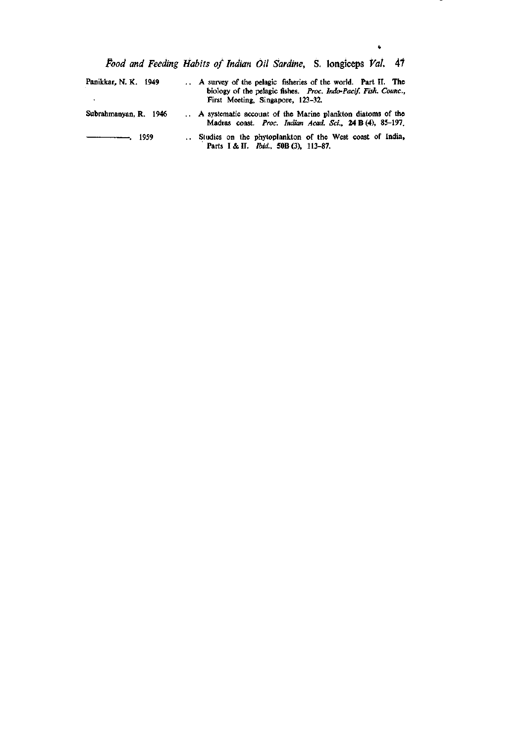Panikkar, N. K. 1949 .. A survey of the pelagic fisheries of the world. Part II. The biology of the pelagic fishes. *Proc. Indo-Pacif. Fish. Counc.*, First Meeting, Singapore, 123–32.

Subrahmanyan, R. 1946 .. A systematic account of the Marine plankton diatoms of the Madras coast. *Proc. Indian Acad. Sci.*, **24 B** (4), 85–197.

———. 1959 .. Studies on the phytoplankton of the West coast of India, Parts I & II. *Ibid.*, **50B** (3), 113–87.